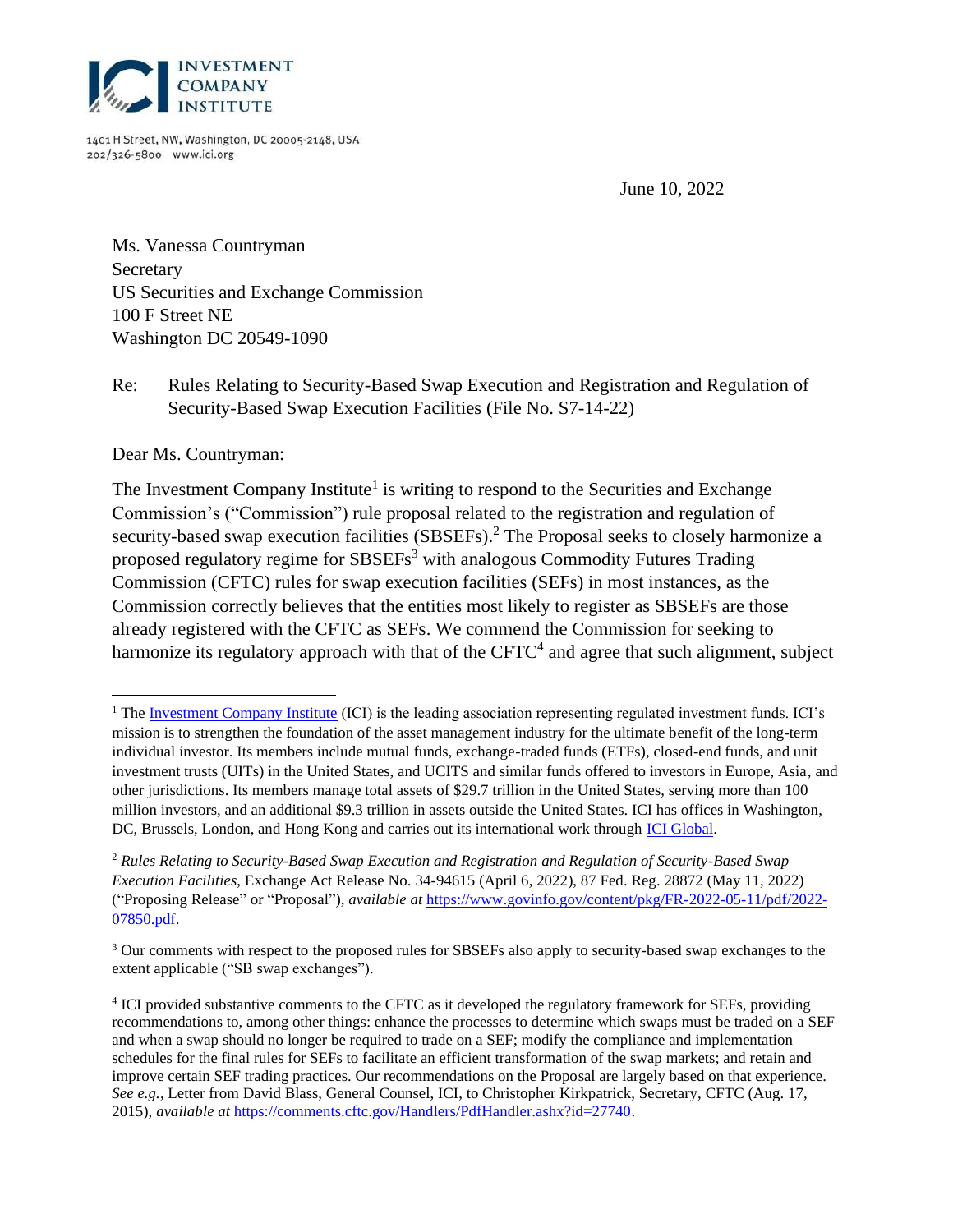INVESTMENT COMPANY INSTITUTE

1401 H Street, NW, Washington, DC 20005-2148, USA
202/326-5800 www.ici.org

June 10, 2022

Ms. Vanessa Countryman
Secretary
US Securities and Exchange Commission
100 F Street NE
Washington DC 20549-1090

Re: Rules Relating to Security-Based Swap Execution and Registration and Regulation of Security-Based Swap Execution Facilities (File No. S7-14-22)

Dear Ms. Countryman:

The Investment Company Institute[1] is writing to respond to the Securities and Exchange Commission's ("Commission") rule proposal related to the registration and regulation of security-based swap execution facilities (SBSEFs).[2] The Proposal seeks to closely harmonize a proposed regulatory regime for SBSEFs[3] with analogous Commodity Futures Trading Commission (CFTC) rules for swap execution facilities (SEFs) in most instances, as the Commission correctly believes that the entities most likely to register as SBSEFs are those already registered with the CFTC as SEFs. We commend the Commission for seeking to harmonize its regulatory approach with that of the CFTC[4] and agree that such alignment, subject

---

[1] The Investment Company Institute (ICI) is the leading association representing regulated investment funds. ICI's mission is to strengthen the foundation of the asset management industry for the ultimate benefit of the long-term individual investor. Its members include mutual funds, exchange-traded funds (ETFs), closed-end funds, and unit investment trusts (UITs) in the United States, and UCITS and similar funds offered to investors in Europe, Asia, and other jurisdictions. Its members manage total assets of $29.7 trillion in the United States, serving more than 100 million investors, and an additional $9.3 trillion in assets outside the United States. ICI has offices in Washington, DC, Brussels, London, and Hong Kong and carries out its international work through ICI Global.

[2] *Rules Relating to Security-Based Swap Execution and Registration and Regulation of Security-Based Swap Execution Facilities*, Exchange Act Release No. 34-94615 (April 6, 2022), 87 Fed. Reg. 28872 (May 11, 2022) ("Proposing Release" or "Proposal"), *available at* https://www.govinfo.gov/content/pkg/FR-2022-05-11/pdf/2022-07850.pdf.

[3] Our comments with respect to the proposed rules for SBSEFs also apply to security-based swap exchanges to the extent applicable ("SB swap exchanges").

[4] ICI provided substantive comments to the CFTC as it developed the regulatory framework for SEFs, providing recommendations to, among other things: enhance the processes to determine which swaps must be traded on a SEF and when a swap should no longer be required to trade on a SEF; modify the compliance and implementation schedules for the final rules for SEFs to facilitate an efficient transformation of the swap markets; and retain and improve certain SEF trading practices. Our recommendations on the Proposal are largely based on that experience. *See e.g.*, Letter from David Blass, General Counsel, ICI, to Christopher Kirkpatrick, Secretary, CFTC (Aug. 17, 2015), *available at* https://comments.cftc.gov/Handlers/PdfHandler.ashx?id=27740.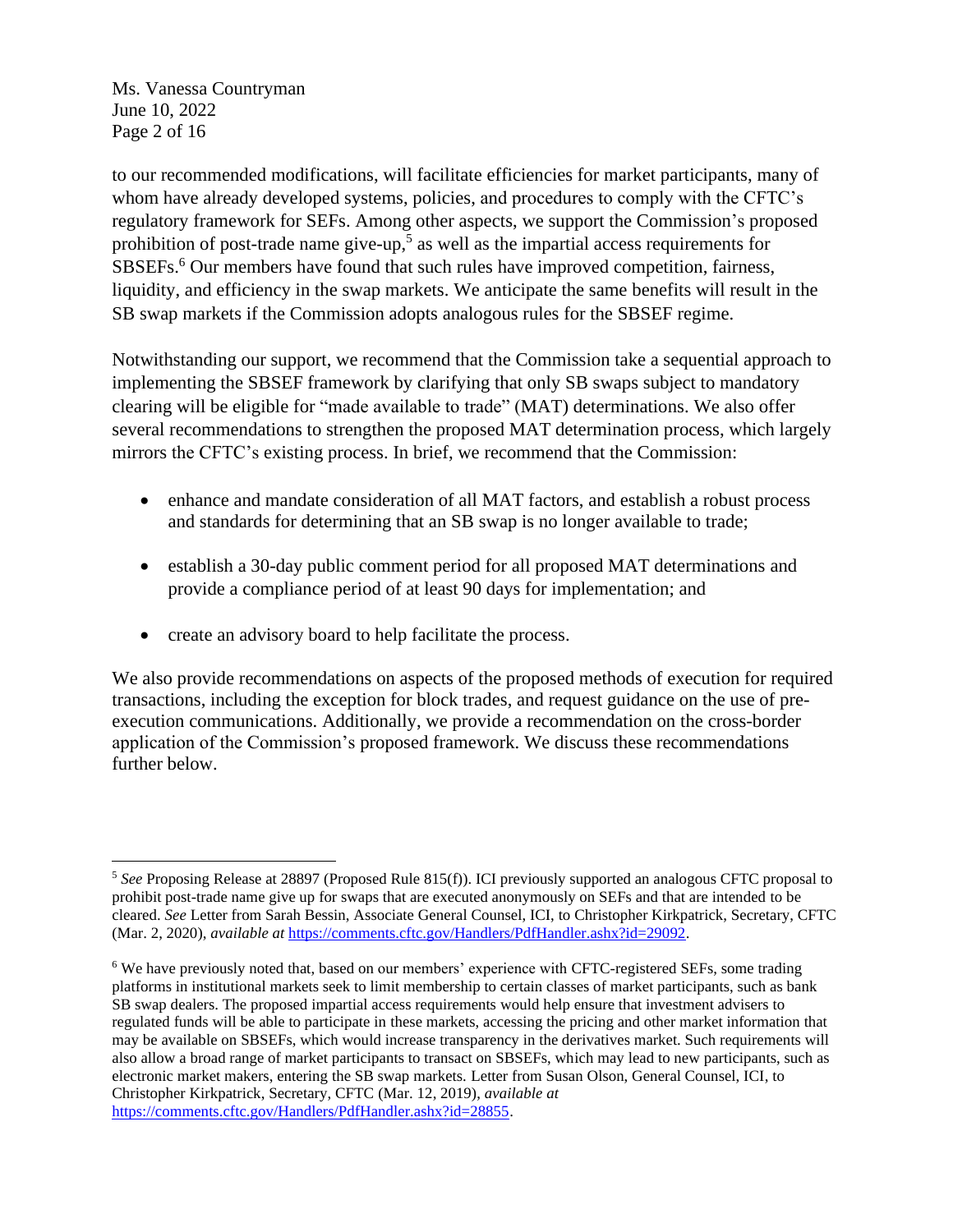to our recommended modifications, will facilitate efficiencies for market participants, many of whom have already developed systems, policies, and procedures to comply with the CFTC's regulatory framework for SEFs. Among other aspects, we support the Commission's proposed prohibition of post-trade name give-up,[5] as well as the impartial access requirements for SBSEFs.[6] Our members have found that such rules have improved competition, fairness, liquidity, and efficiency in the swap markets. We anticipate the same benefits will result in the SB swap markets if the Commission adopts analogous rules for the SBSEF regime.

Notwithstanding our support, we recommend that the Commission take a sequential approach to implementing the SBSEF framework by clarifying that only SB swaps subject to mandatory clearing will be eligible for "made available to trade" (MAT) determinations. We also offer several recommendations to strengthen the proposed MAT determination process, which largely mirrors the CFTC's existing process. In brief, we recommend that the Commission:

- enhance and mandate consideration of all MAT factors, and establish a robust process and standards for determining that an SB swap is no longer available to trade;
- establish a 30-day public comment period for all proposed MAT determinations and provide a compliance period of at least 90 days for implementation; and
- create an advisory board to help facilitate the process.

We also provide recommendations on aspects of the proposed methods of execution for required transactions, including the exception for block trades, and request guidance on the use of pre-execution communications. Additionally, we provide a recommendation on the cross-border application of the Commission's proposed framework. We discuss these recommendations further below.

---

[5] *See* Proposing Release at 28897 (Proposed Rule 815(f)). ICI previously supported an analogous CFTC proposal to prohibit post-trade name give up for swaps that are executed anonymously on SEFs and that are intended to be cleared. *See* Letter from Sarah Bessin, Associate General Counsel, ICI, to Christopher Kirkpatrick, Secretary, CFTC (Mar. 2, 2020), *available at* https://comments.cftc.gov/Handlers/PdfHandler.ashx?id=29092.

[6] We have previously noted that, based on our members' experience with CFTC-registered SEFs, some trading platforms in institutional markets seek to limit membership to certain classes of market participants, such as bank SB swap dealers. The proposed impartial access requirements would help ensure that investment advisers to regulated funds will be able to participate in these markets, accessing the pricing and other market information that may be available on SBSEFs, which would increase transparency in the derivatives market. Such requirements will also allow a broad range of market participants to transact on SBSEFs, which may lead to new participants, such as electronic market makers, entering the SB swap markets. Letter from Susan Olson, General Counsel, ICI, to Christopher Kirkpatrick, Secretary, CFTC (Mar. 12, 2019), *available at* https://comments.cftc.gov/Handlers/PdfHandler.ashx?id=28855.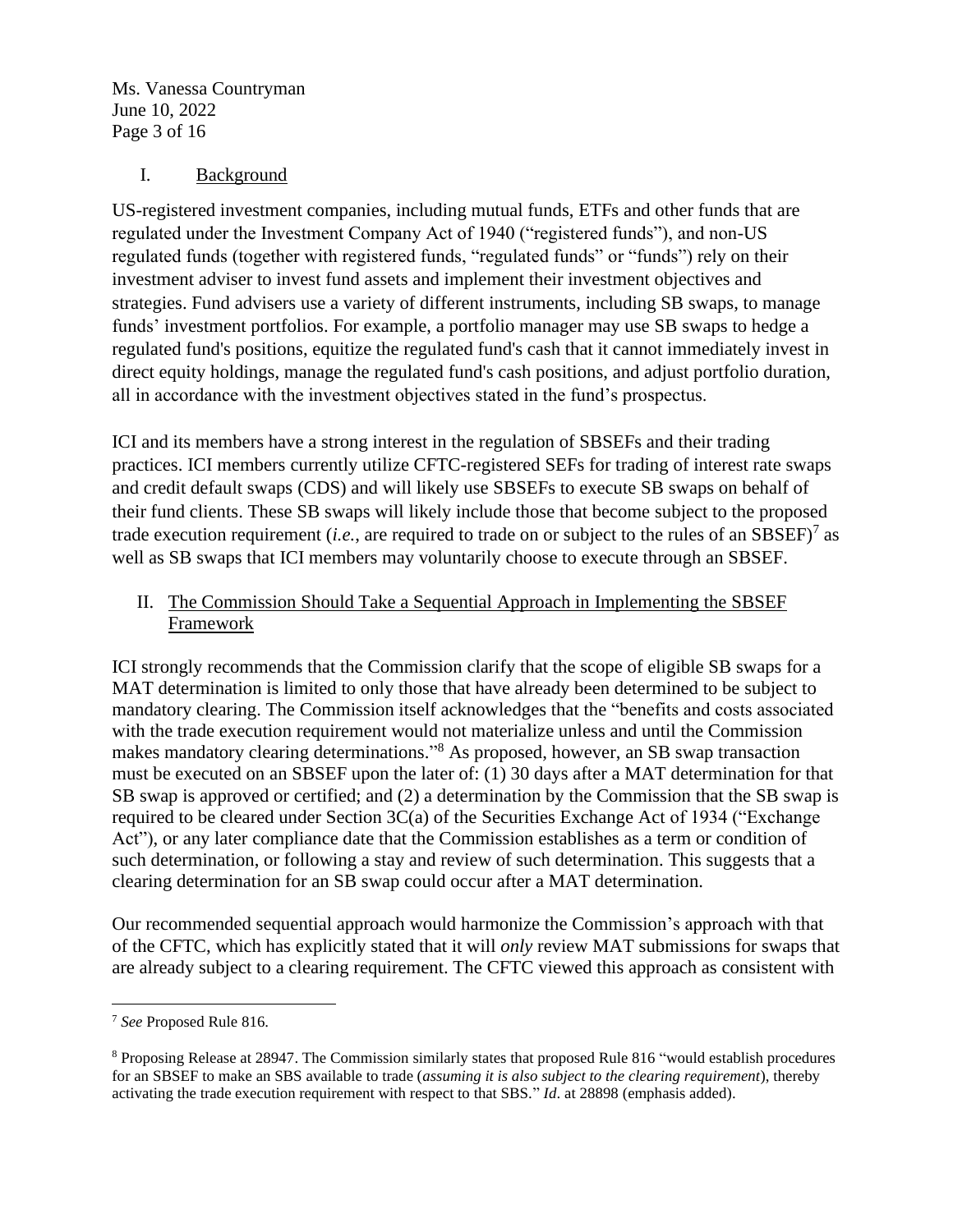## I. Background

US-registered investment companies, including mutual funds, ETFs and other funds that are regulated under the Investment Company Act of 1940 ("registered funds"), and non-US regulated funds (together with registered funds, "regulated funds" or "funds") rely on their investment adviser to invest fund assets and implement their investment objectives and strategies. Fund advisers use a variety of different instruments, including SB swaps, to manage funds' investment portfolios. For example, a portfolio manager may use SB swaps to hedge a regulated fund's positions, equitize the regulated fund's cash that it cannot immediately invest in direct equity holdings, manage the regulated fund's cash positions, and adjust portfolio duration, all in accordance with the investment objectives stated in the fund's prospectus.

ICI and its members have a strong interest in the regulation of SBSEFs and their trading practices. ICI members currently utilize CFTC-registered SEFs for trading of interest rate swaps and credit default swaps (CDS) and will likely use SBSEFs to execute SB swaps on behalf of their fund clients. These SB swaps will likely include those that become subject to the proposed trade execution requirement (*i.e.*, are required to trade on or subject to the rules of an SBSEF)[7] as well as SB swaps that ICI members may voluntarily choose to execute through an SBSEF.

## II. The Commission Should Take a Sequential Approach in Implementing the SBSEF Framework

ICI strongly recommends that the Commission clarify that the scope of eligible SB swaps for a MAT determination is limited to only those that have already been determined to be subject to mandatory clearing. The Commission itself acknowledges that the "benefits and costs associated with the trade execution requirement would not materialize unless and until the Commission makes mandatory clearing determinations."[8] As proposed, however, an SB swap transaction must be executed on an SBSEF upon the later of: (1) 30 days after a MAT determination for that SB swap is approved or certified; and (2) a determination by the Commission that the SB swap is required to be cleared under Section 3C(a) of the Securities Exchange Act of 1934 ("Exchange Act"), or any later compliance date that the Commission establishes as a term or condition of such determination, or following a stay and review of such determination. This suggests that a clearing determination for an SB swap could occur after a MAT determination.

Our recommended sequential approach would harmonize the Commission's approach with that of the CFTC, which has explicitly stated that it will *only* review MAT submissions for swaps that are already subject to a clearing requirement. The CFTC viewed this approach as consistent with

---

[7] *See* Proposed Rule 816.

[8] Proposing Release at 28947. The Commission similarly states that proposed Rule 816 "would establish procedures for an SBSEF to make an SBS available to trade (*assuming it is also subject to the clearing requirement*), thereby activating the trade execution requirement with respect to that SBS." *Id*. at 28898 (emphasis added).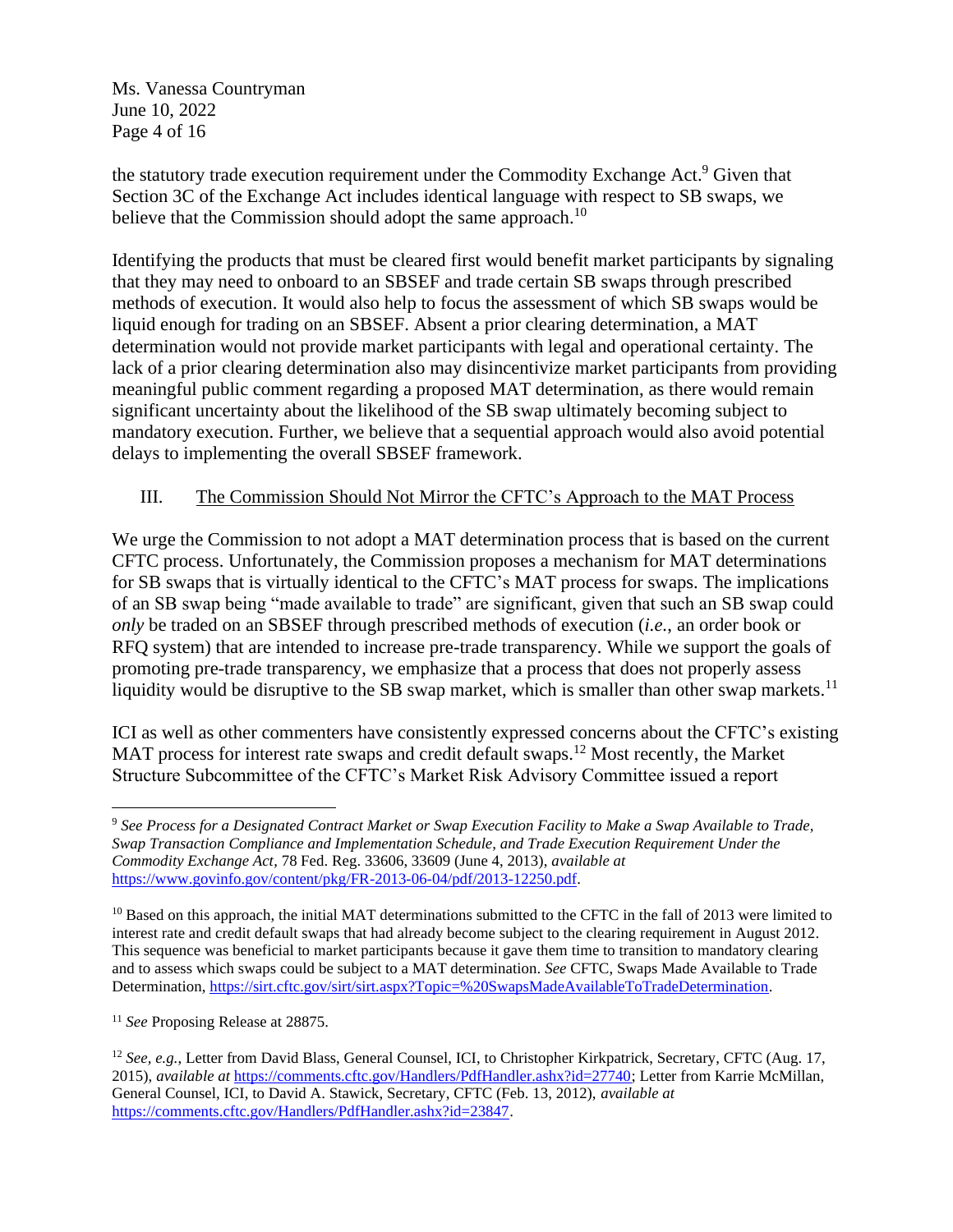the statutory trade execution requirement under the Commodity Exchange Act.[9] Given that Section 3C of the Exchange Act includes identical language with respect to SB swaps, we believe that the Commission should adopt the same approach.[10]

Identifying the products that must be cleared first would benefit market participants by signaling that they may need to onboard to an SBSEF and trade certain SB swaps through prescribed methods of execution. It would also help to focus the assessment of which SB swaps would be liquid enough for trading on an SBSEF. Absent a prior clearing determination, a MAT determination would not provide market participants with legal and operational certainty. The lack of a prior clearing determination also may disincentivize market participants from providing meaningful public comment regarding a proposed MAT determination, as there would remain significant uncertainty about the likelihood of the SB swap ultimately becoming subject to mandatory execution. Further, we believe that a sequential approach would also avoid potential delays to implementing the overall SBSEF framework.

## III. The Commission Should Not Mirror the CFTC's Approach to the MAT Process

We urge the Commission to not adopt a MAT determination process that is based on the current CFTC process. Unfortunately, the Commission proposes a mechanism for MAT determinations for SB swaps that is virtually identical to the CFTC's MAT process for swaps. The implications of an SB swap being "made available to trade" are significant, given that such an SB swap could *only* be traded on an SBSEF through prescribed methods of execution (*i.e.*, an order book or RFQ system) that are intended to increase pre-trade transparency. While we support the goals of promoting pre-trade transparency, we emphasize that a process that does not properly assess liquidity would be disruptive to the SB swap market, which is smaller than other swap markets.[11]

ICI as well as other commenters have consistently expressed concerns about the CFTC's existing MAT process for interest rate swaps and credit default swaps.[12] Most recently, the Market Structure Subcommittee of the CFTC's Market Risk Advisory Committee issued a report

---

[9] *See Process for a Designated Contract Market or Swap Execution Facility to Make a Swap Available to Trade, Swap Transaction Compliance and Implementation Schedule, and Trade Execution Requirement Under the Commodity Exchange Act*, 78 Fed. Reg. 33606, 33609 (June 4, 2013), *available at* https://www.govinfo.gov/content/pkg/FR-2013-06-04/pdf/2013-12250.pdf.

[10] Based on this approach, the initial MAT determinations submitted to the CFTC in the fall of 2013 were limited to interest rate and credit default swaps that had already become subject to the clearing requirement in August 2012. This sequence was beneficial to market participants because it gave them time to transition to mandatory clearing and to assess which swaps could be subject to a MAT determination. *See* CFTC, Swaps Made Available to Trade Determination, https://sirt.cftc.gov/sirt/sirt.aspx?Topic=%20SwapsMadeAvailableToTradeDetermination.

[11] *See* Proposing Release at 28875.

[12] *See, e.g.*, Letter from David Blass, General Counsel, ICI, to Christopher Kirkpatrick, Secretary, CFTC (Aug. 17, 2015), *available at* https://comments.cftc.gov/Handlers/PdfHandler.ashx?id=27740; Letter from Karrie McMillan, General Counsel, ICI, to David A. Stawick, Secretary, CFTC (Feb. 13, 2012), *available at* https://comments.cftc.gov/Handlers/PdfHandler.ashx?id=23847.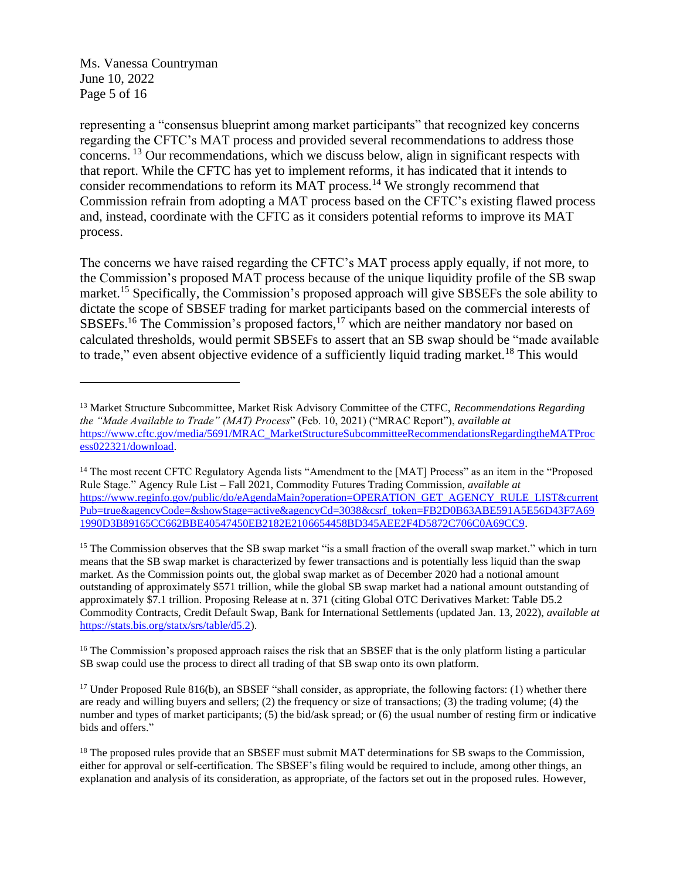representing a "consensus blueprint among market participants" that recognized key concerns regarding the CFTC's MAT process and provided several recommendations to address those concerns. [13] Our recommendations, which we discuss below, align in significant respects with that report. While the CFTC has yet to implement reforms, it has indicated that it intends to consider recommendations to reform its MAT process.[14] We strongly recommend that Commission refrain from adopting a MAT process based on the CFTC's existing flawed process and, instead, coordinate with the CFTC as it considers potential reforms to improve its MAT process.

The concerns we have raised regarding the CFTC's MAT process apply equally, if not more, to the Commission's proposed MAT process because of the unique liquidity profile of the SB swap market.[15] Specifically, the Commission's proposed approach will give SBSEFs the sole ability to dictate the scope of SBSEF trading for market participants based on the commercial interests of SBSEFs.[16] The Commission's proposed factors,[17] which are neither mandatory nor based on calculated thresholds, would permit SBSEFs to assert that an SB swap should be "made available to trade," even absent objective evidence of a sufficiently liquid trading market.[18] This would

---

[13] Market Structure Subcommittee, Market Risk Advisory Committee of the CTFC, *Recommendations Regarding the "Made Available to Trade" (MAT) Process*" (Feb. 10, 2021) ("MRAC Report"), *available at* https://www.cftc.gov/media/5691/MRAC_MarketStructureSubcommitteeRecommendationsRegardingtheMATProcess022321/download.

[14] The most recent CFTC Regulatory Agenda lists "Amendment to the [MAT] Process" as an item in the "Proposed Rule Stage." Agency Rule List – Fall 2021, Commodity Futures Trading Commission, *available at* https://www.reginfo.gov/public/do/eAgendaMain?operation=OPERATION_GET_AGENCY_RULE_LIST&currentPub=true&agencyCode=&showStage=active&agencyCd=3038&csrf_token=FB2D0B63ABE591A5E56D43F7A691990D3B89165CC662BBE40547450EB2182E2106654458BD345AEE2F4D5872C706C0A69CC9.

[15] The Commission observes that the SB swap market "is a small fraction of the overall swap market." which in turn means that the SB swap market is characterized by fewer transactions and is potentially less liquid than the swap market. As the Commission points out, the global swap market as of December 2020 had a notional amount outstanding of approximately $571 trillion, while the global SB swap market had a national amount outstanding of approximately $7.1 trillion. Proposing Release at n. 371 (citing Global OTC Derivatives Market: Table D5.2 Commodity Contracts, Credit Default Swap, Bank for International Settlements (updated Jan. 13, 2022), *available at* https://stats.bis.org/statx/srs/table/d5.2).

[16] The Commission's proposed approach raises the risk that an SBSEF that is the only platform listing a particular SB swap could use the process to direct all trading of that SB swap onto its own platform.

[17] Under Proposed Rule 816(b), an SBSEF "shall consider, as appropriate, the following factors: (1) whether there are ready and willing buyers and sellers; (2) the frequency or size of transactions; (3) the trading volume; (4) the number and types of market participants; (5) the bid/ask spread; or (6) the usual number of resting firm or indicative bids and offers."

[18] The proposed rules provide that an SBSEF must submit MAT determinations for SB swaps to the Commission, either for approval or self-certification. The SBSEF's filing would be required to include, among other things, an explanation and analysis of its consideration, as appropriate, of the factors set out in the proposed rules. However,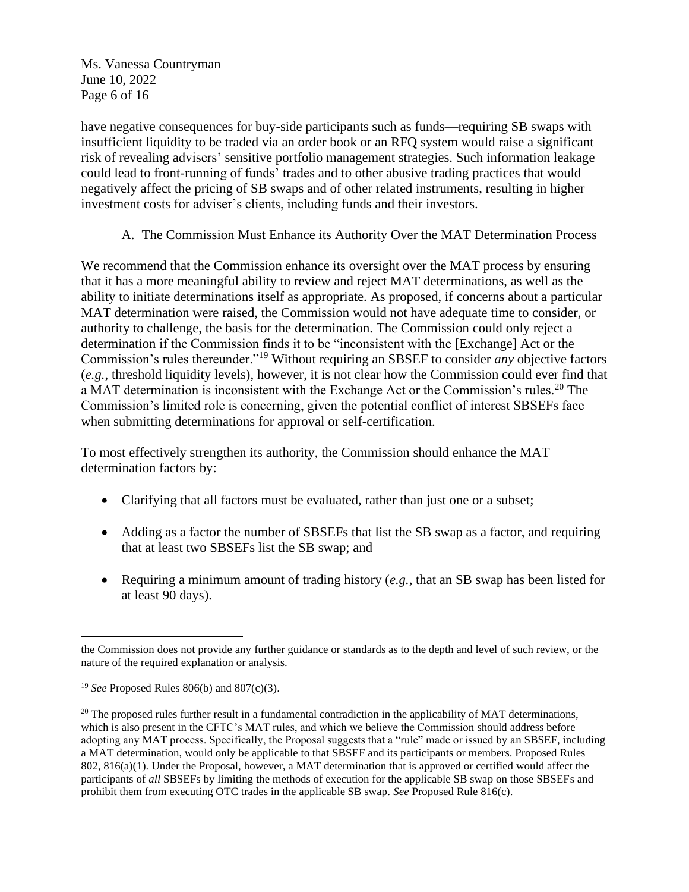have negative consequences for buy-side participants such as funds—requiring SB swaps with insufficient liquidity to be traded via an order book or an RFQ system would raise a significant risk of revealing advisers' sensitive portfolio management strategies. Such information leakage could lead to front-running of funds' trades and to other abusive trading practices that would negatively affect the pricing of SB swaps and of other related instruments, resulting in higher investment costs for adviser's clients, including funds and their investors.

### A. The Commission Must Enhance its Authority Over the MAT Determination Process

We recommend that the Commission enhance its oversight over the MAT process by ensuring that it has a more meaningful ability to review and reject MAT determinations, as well as the ability to initiate determinations itself as appropriate. As proposed, if concerns about a particular MAT determination were raised, the Commission would not have adequate time to consider, or authority to challenge, the basis for the determination. The Commission could only reject a determination if the Commission finds it to be "inconsistent with the [Exchange] Act or the Commission's rules thereunder."[19] Without requiring an SBSEF to consider *any* objective factors (*e.g.*, threshold liquidity levels), however, it is not clear how the Commission could ever find that a MAT determination is inconsistent with the Exchange Act or the Commission's rules.[20] The Commission's limited role is concerning, given the potential conflict of interest SBSEFs face when submitting determinations for approval or self-certification.

To most effectively strengthen its authority, the Commission should enhance the MAT determination factors by:

- Clarifying that all factors must be evaluated, rather than just one or a subset;
- Adding as a factor the number of SBSEFs that list the SB swap as a factor, and requiring that at least two SBSEFs list the SB swap; and
- Requiring a minimum amount of trading history (*e.g.*, that an SB swap has been listed for at least 90 days).

---

the Commission does not provide any further guidance or standards as to the depth and level of such review, or the nature of the required explanation or analysis.

[19] *See* Proposed Rules 806(b) and 807(c)(3).

[20] The proposed rules further result in a fundamental contradiction in the applicability of MAT determinations, which is also present in the CFTC's MAT rules, and which we believe the Commission should address before adopting any MAT process. Specifically, the Proposal suggests that a "rule" made or issued by an SBSEF, including a MAT determination, would only be applicable to that SBSEF and its participants or members. Proposed Rules 802, 816(a)(1). Under the Proposal, however, a MAT determination that is approved or certified would affect the participants of *all* SBSEFs by limiting the methods of execution for the applicable SB swap on those SBSEFs and prohibit them from executing OTC trades in the applicable SB swap. *See* Proposed Rule 816(c).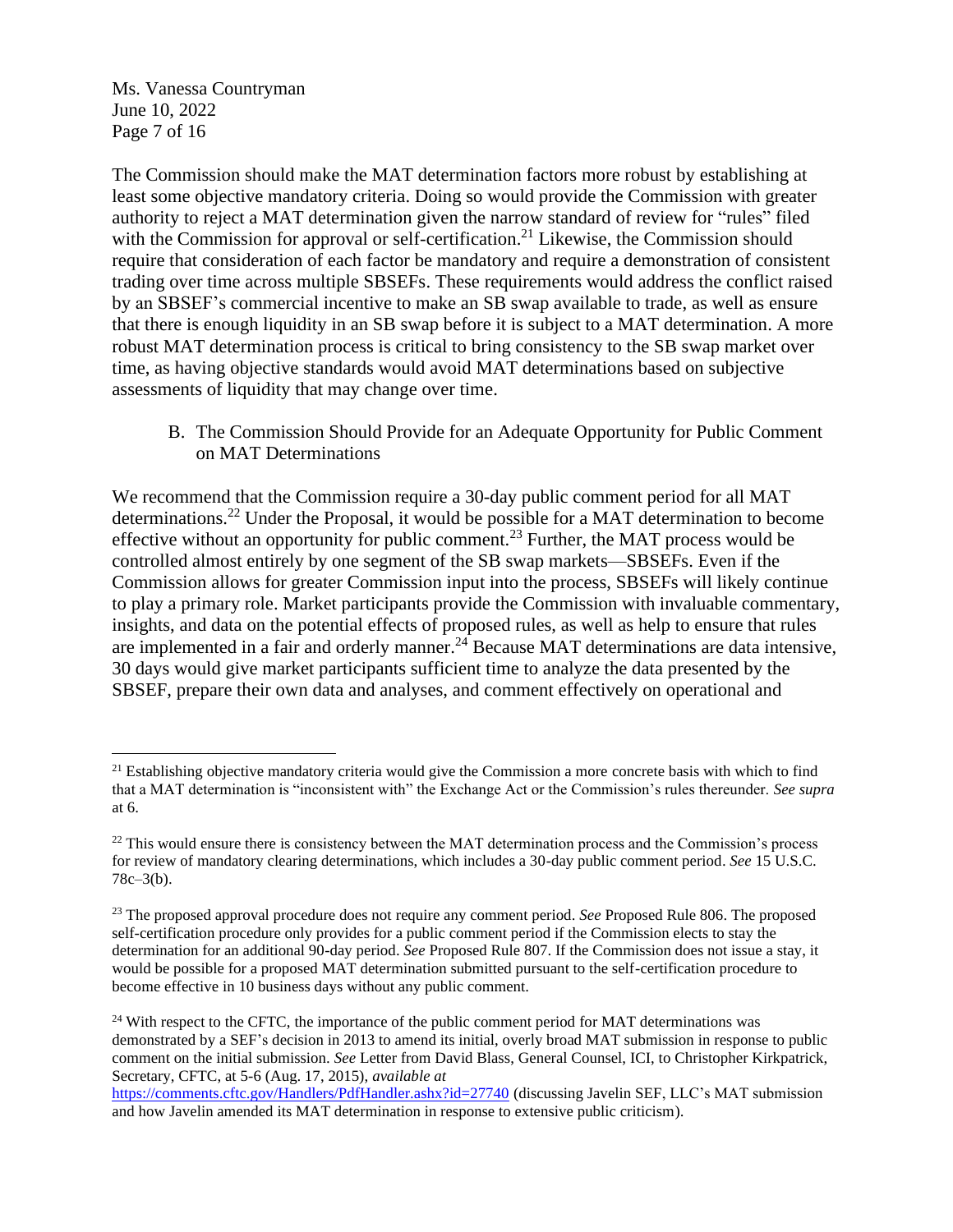The Commission should make the MAT determination factors more robust by establishing at least some objective mandatory criteria. Doing so would provide the Commission with greater authority to reject a MAT determination given the narrow standard of review for "rules" filed with the Commission for approval or self-certification.[21] Likewise, the Commission should require that consideration of each factor be mandatory and require a demonstration of consistent trading over time across multiple SBSEFs. These requirements would address the conflict raised by an SBSEF's commercial incentive to make an SB swap available to trade, as well as ensure that there is enough liquidity in an SB swap before it is subject to a MAT determination. A more robust MAT determination process is critical to bring consistency to the SB swap market over time, as having objective standards would avoid MAT determinations based on subjective assessments of liquidity that may change over time.

B. The Commission Should Provide for an Adequate Opportunity for Public Comment on MAT Determinations

We recommend that the Commission require a 30-day public comment period for all MAT determinations.[22] Under the Proposal, it would be possible for a MAT determination to become effective without an opportunity for public comment.[23] Further, the MAT process would be controlled almost entirely by one segment of the SB swap markets—SBSEFs. Even if the Commission allows for greater Commission input into the process, SBSEFs will likely continue to play a primary role. Market participants provide the Commission with invaluable commentary, insights, and data on the potential effects of proposed rules, as well as help to ensure that rules are implemented in a fair and orderly manner.[24] Because MAT determinations are data intensive, 30 days would give market participants sufficient time to analyze the data presented by the SBSEF, prepare their own data and analyses, and comment effectively on operational and

---

[21] Establishing objective mandatory criteria would give the Commission a more concrete basis with which to find that a MAT determination is "inconsistent with" the Exchange Act or the Commission's rules thereunder. *See supra* at 6.

[22] This would ensure there is consistency between the MAT determination process and the Commission's process for review of mandatory clearing determinations, which includes a 30-day public comment period. *See* 15 U.S.C. 78c–3(b).

[23] The proposed approval procedure does not require any comment period. *See* Proposed Rule 806. The proposed self-certification procedure only provides for a public comment period if the Commission elects to stay the determination for an additional 90-day period. *See* Proposed Rule 807. If the Commission does not issue a stay, it would be possible for a proposed MAT determination submitted pursuant to the self-certification procedure to become effective in 10 business days without any public comment.

[24] With respect to the CFTC, the importance of the public comment period for MAT determinations was demonstrated by a SEF's decision in 2013 to amend its initial, overly broad MAT submission in response to public comment on the initial submission. *See* Letter from David Blass, General Counsel, ICI, to Christopher Kirkpatrick, Secretary, CFTC, at 5-6 (Aug. 17, 2015), *available at* https://comments.cftc.gov/Handlers/PdfHandler.ashx?id=27740 (discussing Javelin SEF, LLC's MAT submission and how Javelin amended its MAT determination in response to extensive public criticism).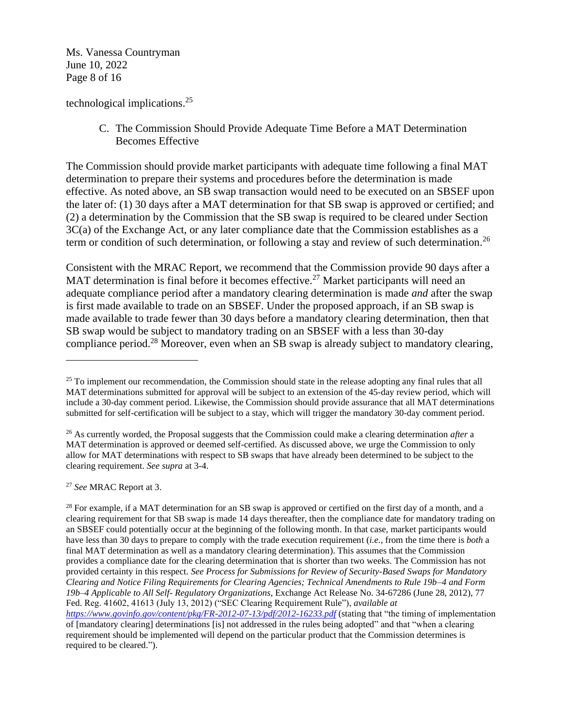technological implications.[25]

### C. The Commission Should Provide Adequate Time Before a MAT Determination Becomes Effective

The Commission should provide market participants with adequate time following a final MAT determination to prepare their systems and procedures before the determination is made effective. As noted above, an SB swap transaction would need to be executed on an SBSEF upon the later of: (1) 30 days after a MAT determination for that SB swap is approved or certified; and (2) a determination by the Commission that the SB swap is required to be cleared under Section 3C(a) of the Exchange Act, or any later compliance date that the Commission establishes as a term or condition of such determination, or following a stay and review of such determination.[26]

Consistent with the MRAC Report, we recommend that the Commission provide 90 days after a MAT determination is final before it becomes effective.[27] Market participants will need an adequate compliance period after a mandatory clearing determination is made *and* after the swap is first made available to trade on an SBSEF. Under the proposed approach, if an SB swap is made available to trade fewer than 30 days before a mandatory clearing determination, then that SB swap would be subject to mandatory trading on an SBSEF with a less than 30-day compliance period.[28] Moreover, even when an SB swap is already subject to mandatory clearing,

---

[25] To implement our recommendation, the Commission should state in the release adopting any final rules that all MAT determinations submitted for approval will be subject to an extension of the 45-day review period, which will include a 30-day comment period. Likewise, the Commission should provide assurance that all MAT determinations submitted for self-certification will be subject to a stay, which will trigger the mandatory 30-day comment period.

[26] As currently worded, the Proposal suggests that the Commission could make a clearing determination *after* a MAT determination is approved or deemed self-certified. As discussed above, we urge the Commission to only allow for MAT determinations with respect to SB swaps that have already been determined to be subject to the clearing requirement. *See supra* at 3-4.

[27] *See* MRAC Report at 3.

[28] For example, if a MAT determination for an SB swap is approved or certified on the first day of a month, and a clearing requirement for that SB swap is made 14 days thereafter, then the compliance date for mandatory trading on an SBSEF could potentially occur at the beginning of the following month. In that case, market participants would have less than 30 days to prepare to comply with the trade execution requirement (*i.e.*, from the time there is *both* a final MAT determination as well as a mandatory clearing determination). This assumes that the Commission provides a compliance date for the clearing determination that is shorter than two weeks. The Commission has not provided certainty in this respect. *See Process for Submissions for Review of Security-Based Swaps for Mandatory Clearing and Notice Filing Requirements for Clearing Agencies; Technical Amendments to Rule 19b–4 and Form 19b–4 Applicable to All Self- Regulatory Organizations*, Exchange Act Release No. 34-67286 (June 28, 2012), 77 Fed. Reg. 41602, 41613 (July 13, 2012) ("SEC Clearing Requirement Rule"), *available at* *https://www.govinfo.gov/content/pkg/FR-2012-07-13/pdf/2012-16233.pdf* (stating that "the timing of implementation of [mandatory clearing] determinations [is] not addressed in the rules being adopted" and that "when a clearing requirement should be implemented will depend on the particular product that the Commission determines is required to be cleared.").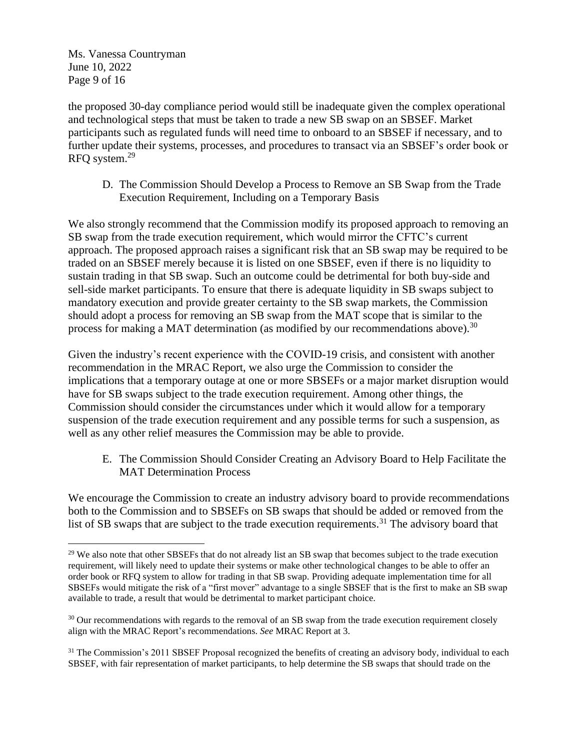the proposed 30-day compliance period would still be inadequate given the complex operational and technological steps that must be taken to trade a new SB swap on an SBSEF. Market participants such as regulated funds will need time to onboard to an SBSEF if necessary, and to further update their systems, processes, and procedures to transact via an SBSEF's order book or RFQ system.[29]

### D. The Commission Should Develop a Process to Remove an SB Swap from the Trade Execution Requirement, Including on a Temporary Basis

We also strongly recommend that the Commission modify its proposed approach to removing an SB swap from the trade execution requirement, which would mirror the CFTC's current approach. The proposed approach raises a significant risk that an SB swap may be required to be traded on an SBSEF merely because it is listed on one SBSEF, even if there is no liquidity to sustain trading in that SB swap. Such an outcome could be detrimental for both buy-side and sell-side market participants. To ensure that there is adequate liquidity in SB swaps subject to mandatory execution and provide greater certainty to the SB swap markets, the Commission should adopt a process for removing an SB swap from the MAT scope that is similar to the process for making a MAT determination (as modified by our recommendations above).[30]

Given the industry's recent experience with the COVID-19 crisis, and consistent with another recommendation in the MRAC Report, we also urge the Commission to consider the implications that a temporary outage at one or more SBSEFs or a major market disruption would have for SB swaps subject to the trade execution requirement. Among other things, the Commission should consider the circumstances under which it would allow for a temporary suspension of the trade execution requirement and any possible terms for such a suspension, as well as any other relief measures the Commission may be able to provide.

### E. The Commission Should Consider Creating an Advisory Board to Help Facilitate the MAT Determination Process

We encourage the Commission to create an industry advisory board to provide recommendations both to the Commission and to SBSEFs on SB swaps that should be added or removed from the list of SB swaps that are subject to the trade execution requirements.[31] The advisory board that

---

[29] We also note that other SBSEFs that do not already list an SB swap that becomes subject to the trade execution requirement, will likely need to update their systems or make other technological changes to be able to offer an order book or RFQ system to allow for trading in that SB swap. Providing adequate implementation time for all SBSEFs would mitigate the risk of a "first mover" advantage to a single SBSEF that is the first to make an SB swap available to trade, a result that would be detrimental to market participant choice.

[30] Our recommendations with regards to the removal of an SB swap from the trade execution requirement closely align with the MRAC Report's recommendations. *See* MRAC Report at 3.

[31] The Commission's 2011 SBSEF Proposal recognized the benefits of creating an advisory body, individual to each SBSEF, with fair representation of market participants, to help determine the SB swaps that should trade on the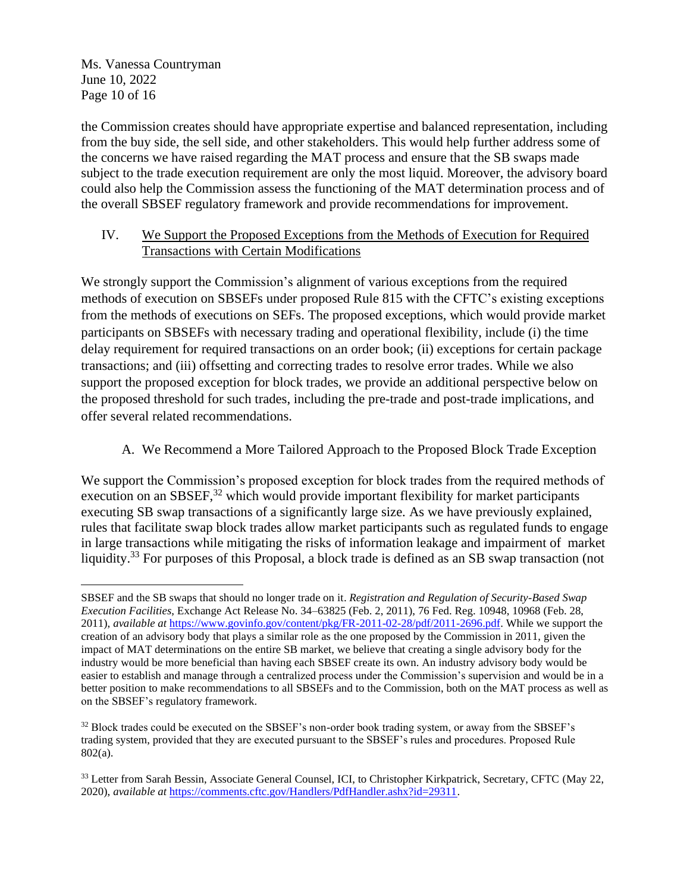the Commission creates should have appropriate expertise and balanced representation, including from the buy side, the sell side, and other stakeholders. This would help further address some of the concerns we have raised regarding the MAT process and ensure that the SB swaps made subject to the trade execution requirement are only the most liquid. Moreover, the advisory board could also help the Commission assess the functioning of the MAT determination process and of the overall SBSEF regulatory framework and provide recommendations for improvement.

## IV. We Support the Proposed Exceptions from the Methods of Execution for Required Transactions with Certain Modifications

We strongly support the Commission's alignment of various exceptions from the required methods of execution on SBSEFs under proposed Rule 815 with the CFTC's existing exceptions from the methods of executions on SEFs. The proposed exceptions, which would provide market participants on SBSEFs with necessary trading and operational flexibility, include (i) the time delay requirement for required transactions on an order book; (ii) exceptions for certain package transactions; and (iii) offsetting and correcting trades to resolve error trades. While we also support the proposed exception for block trades, we provide an additional perspective below on the proposed threshold for such trades, including the pre-trade and post-trade implications, and offer several related recommendations.

### A. We Recommend a More Tailored Approach to the Proposed Block Trade Exception

We support the Commission's proposed exception for block trades from the required methods of execution on an SBSEF,[32] which would provide important flexibility for market participants executing SB swap transactions of a significantly large size. As we have previously explained, rules that facilitate swap block trades allow market participants such as regulated funds to engage in large transactions while mitigating the risks of information leakage and impairment of market liquidity.[33] For purposes of this Proposal, a block trade is defined as an SB swap transaction (not

---

SBSEF and the SB swaps that should no longer trade on it. *Registration and Regulation of Security-Based Swap Execution Facilities*, Exchange Act Release No. 34–63825 (Feb. 2, 2011), 76 Fed. Reg. 10948, 10968 (Feb. 28, 2011), *available at* https://www.govinfo.gov/content/pkg/FR-2011-02-28/pdf/2011-2696.pdf. While we support the creation of an advisory body that plays a similar role as the one proposed by the Commission in 2011, given the impact of MAT determinations on the entire SB market, we believe that creating a single advisory body for the industry would be more beneficial than having each SBSEF create its own. An industry advisory body would be easier to establish and manage through a centralized process under the Commission's supervision and would be in a better position to make recommendations to all SBSEFs and to the Commission, both on the MAT process as well as on the SBSEF's regulatory framework.

[32] Block trades could be executed on the SBSEF's non-order book trading system, or away from the SBSEF's trading system, provided that they are executed pursuant to the SBSEF's rules and procedures. Proposed Rule 802(a).

[33] Letter from Sarah Bessin, Associate General Counsel, ICI, to Christopher Kirkpatrick, Secretary, CFTC (May 22, 2020), *available at* https://comments.cftc.gov/Handlers/PdfHandler.ashx?id=29311.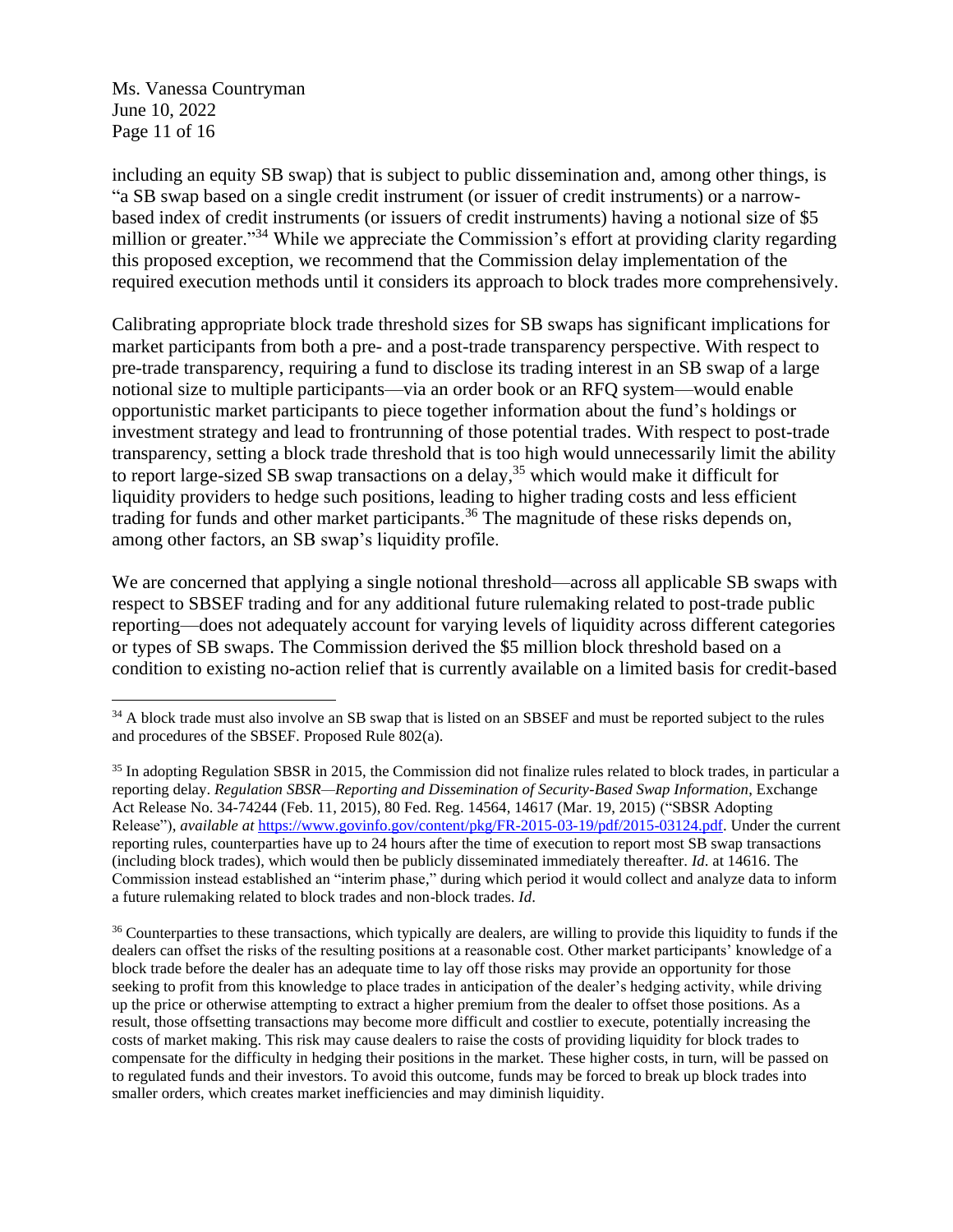including an equity SB swap) that is subject to public dissemination and, among other things, is "a SB swap based on a single credit instrument (or issuer of credit instruments) or a narrow-based index of credit instruments (or issuers of credit instruments) having a notional size of $5 million or greater."[34] While we appreciate the Commission's effort at providing clarity regarding this proposed exception, we recommend that the Commission delay implementation of the required execution methods until it considers its approach to block trades more comprehensively.

Calibrating appropriate block trade threshold sizes for SB swaps has significant implications for market participants from both a pre- and a post-trade transparency perspective. With respect to pre-trade transparency, requiring a fund to disclose its trading interest in an SB swap of a large notional size to multiple participants—via an order book or an RFQ system—would enable opportunistic market participants to piece together information about the fund's holdings or investment strategy and lead to frontrunning of those potential trades. With respect to post-trade transparency, setting a block trade threshold that is too high would unnecessarily limit the ability to report large-sized SB swap transactions on a delay,[35] which would make it difficult for liquidity providers to hedge such positions, leading to higher trading costs and less efficient trading for funds and other market participants.[36] The magnitude of these risks depends on, among other factors, an SB swap's liquidity profile.

We are concerned that applying a single notional threshold—across all applicable SB swaps with respect to SBSEF trading and for any additional future rulemaking related to post-trade public reporting—does not adequately account for varying levels of liquidity across different categories or types of SB swaps. The Commission derived the $5 million block threshold based on a condition to existing no-action relief that is currently available on a limited basis for credit-based

---

[34] A block trade must also involve an SB swap that is listed on an SBSEF and must be reported subject to the rules and procedures of the SBSEF. Proposed Rule 802(a).

[35] In adopting Regulation SBSR in 2015, the Commission did not finalize rules related to block trades, in particular a reporting delay. *Regulation SBSR—Reporting and Dissemination of Security-Based Swap Information*, Exchange Act Release No. 34-74244 (Feb. 11, 2015), 80 Fed. Reg. 14564, 14617 (Mar. 19, 2015) ("SBSR Adopting Release"), *available at* https://www.govinfo.gov/content/pkg/FR-2015-03-19/pdf/2015-03124.pdf. Under the current reporting rules, counterparties have up to 24 hours after the time of execution to report most SB swap transactions (including block trades), which would then be publicly disseminated immediately thereafter. *Id*. at 14616. The Commission instead established an "interim phase," during which period it would collect and analyze data to inform a future rulemaking related to block trades and non-block trades. *Id*.

[36] Counterparties to these transactions, which typically are dealers, are willing to provide this liquidity to funds if the dealers can offset the risks of the resulting positions at a reasonable cost. Other market participants' knowledge of a block trade before the dealer has an adequate time to lay off those risks may provide an opportunity for those seeking to profit from this knowledge to place trades in anticipation of the dealer's hedging activity, while driving up the price or otherwise attempting to extract a higher premium from the dealer to offset those positions. As a result, those offsetting transactions may become more difficult and costlier to execute, potentially increasing the costs of market making. This risk may cause dealers to raise the costs of providing liquidity for block trades to compensate for the difficulty in hedging their positions in the market. These higher costs, in turn, will be passed on to regulated funds and their investors. To avoid this outcome, funds may be forced to break up block trades into smaller orders, which creates market inefficiencies and may diminish liquidity.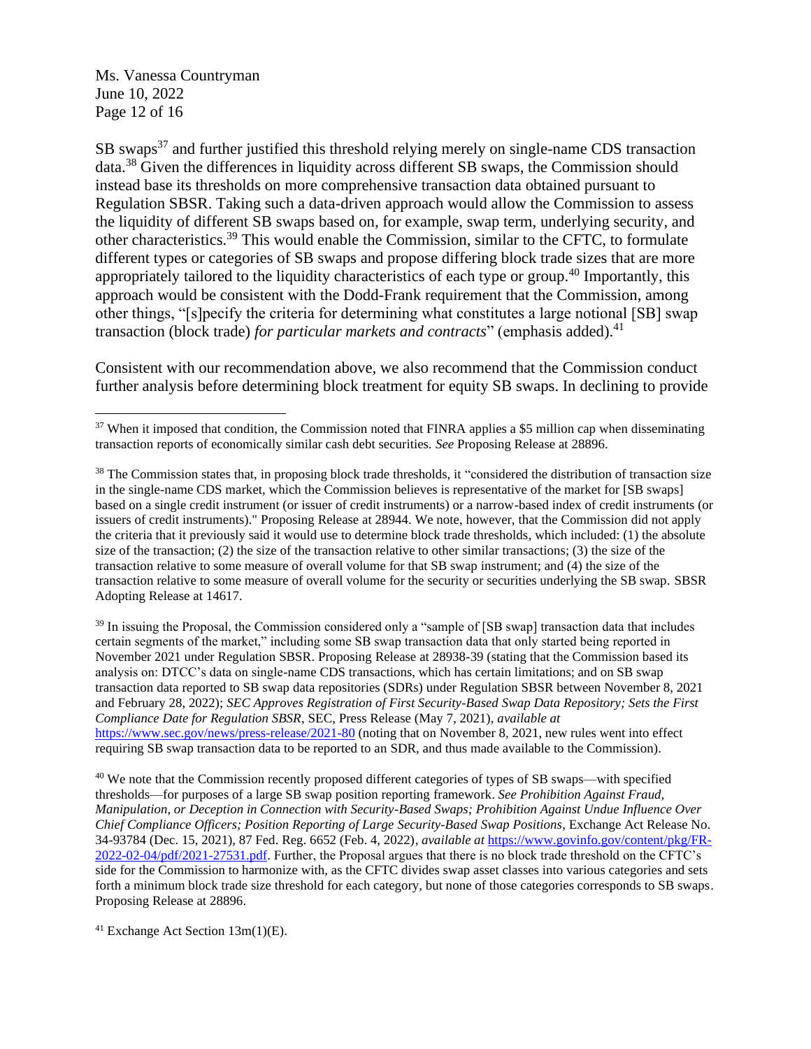SB swaps[37] and further justified this threshold relying merely on single-name CDS transaction data.[38] Given the differences in liquidity across different SB swaps, the Commission should instead base its thresholds on more comprehensive transaction data obtained pursuant to Regulation SBSR. Taking such a data-driven approach would allow the Commission to assess the liquidity of different SB swaps based on, for example, swap term, underlying security, and other characteristics.[39] This would enable the Commission, similar to the CFTC, to formulate different types or categories of SB swaps and propose differing block trade sizes that are more appropriately tailored to the liquidity characteristics of each type or group.[40] Importantly, this approach would be consistent with the Dodd-Frank requirement that the Commission, among other things, "[s]pecify the criteria for determining what constitutes a large notional [SB] swap transaction (block trade) *for particular markets and contracts*" (emphasis added).[41]

Consistent with our recommendation above, we also recommend that the Commission conduct further analysis before determining block treatment for equity SB swaps. In declining to provide

---

[37] When it imposed that condition, the Commission noted that FINRA applies a $5 million cap when disseminating transaction reports of economically similar cash debt securities. *See* Proposing Release at 28896.

[38] The Commission states that, in proposing block trade thresholds, it "considered the distribution of transaction size in the single-name CDS market, which the Commission believes is representative of the market for [SB swaps] based on a single credit instrument (or issuer of credit instruments) or a narrow-based index of credit instruments (or issuers of credit instruments)." Proposing Release at 28944. We note, however, that the Commission did not apply the criteria that it previously said it would use to determine block trade thresholds, which included: (1) the absolute size of the transaction; (2) the size of the transaction relative to other similar transactions; (3) the size of the transaction relative to some measure of overall volume for that SB swap instrument; and (4) the size of the transaction relative to some measure of overall volume for the security or securities underlying the SB swap. SBSR Adopting Release at 14617.

[39] In issuing the Proposal, the Commission considered only a "sample of [SB swap] transaction data that includes certain segments of the market," including some SB swap transaction data that only started being reported in November 2021 under Regulation SBSR. Proposing Release at 28938-39 (stating that the Commission based its analysis on: DTCC's data on single-name CDS transactions, which has certain limitations; and on SB swap transaction data reported to SB swap data repositories (SDRs) under Regulation SBSR between November 8, 2021 and February 28, 2022); *SEC Approves Registration of First Security-Based Swap Data Repository; Sets the First Compliance Date for Regulation SBSR*, SEC, Press Release (May 7, 2021), *available at* https://www.sec.gov/news/press-release/2021-80 (noting that on November 8, 2021, new rules went into effect requiring SB swap transaction data to be reported to an SDR, and thus made available to the Commission).

[40] We note that the Commission recently proposed different categories of types of SB swaps—with specified thresholds—for purposes of a large SB swap position reporting framework. *See Prohibition Against Fraud, Manipulation, or Deception in Connection with Security-Based Swaps; Prohibition Against Undue Influence Over Chief Compliance Officers; Position Reporting of Large Security-Based Swap Positions*, Exchange Act Release No. 34-93784 (Dec. 15, 2021), 87 Fed. Reg. 6652 (Feb. 4, 2022), *available at* https://www.govinfo.gov/content/pkg/FR-2022-02-04/pdf/2021-27531.pdf. Further, the Proposal argues that there is no block trade threshold on the CFTC's side for the Commission to harmonize with, as the CFTC divides swap asset classes into various categories and sets forth a minimum block trade size threshold for each category, but none of those categories corresponds to SB swaps. Proposing Release at 28896.

[41] Exchange Act Section 13m(1)(E).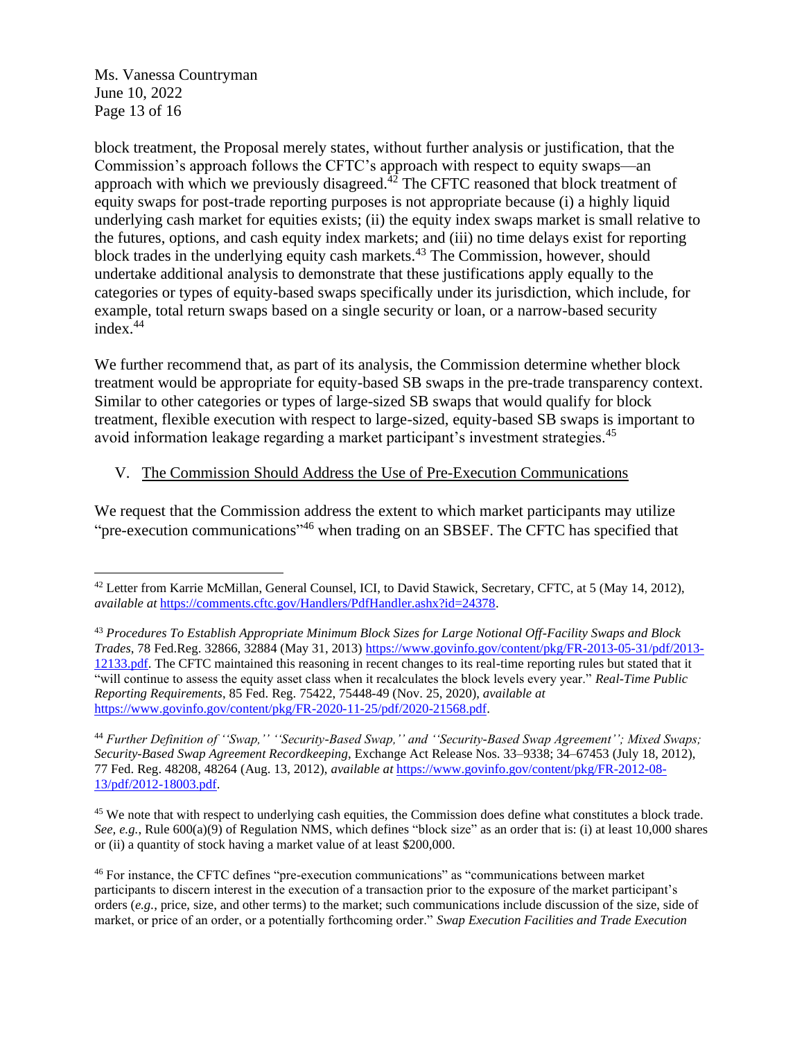block treatment, the Proposal merely states, without further analysis or justification, that the Commission's approach follows the CFTC's approach with respect to equity swaps—an approach with which we previously disagreed.[42] The CFTC reasoned that block treatment of equity swaps for post-trade reporting purposes is not appropriate because (i) a highly liquid underlying cash market for equities exists; (ii) the equity index swaps market is small relative to the futures, options, and cash equity index markets; and (iii) no time delays exist for reporting block trades in the underlying equity cash markets.[43] The Commission, however, should undertake additional analysis to demonstrate that these justifications apply equally to the categories or types of equity-based swaps specifically under its jurisdiction, which include, for example, total return swaps based on a single security or loan, or a narrow-based security index.[44]

We further recommend that, as part of its analysis, the Commission determine whether block treatment would be appropriate for equity-based SB swaps in the pre-trade transparency context. Similar to other categories or types of large-sized SB swaps that would qualify for block treatment, flexible execution with respect to large-sized, equity-based SB swaps is important to avoid information leakage regarding a market participant's investment strategies.[45]

## V. The Commission Should Address the Use of Pre-Execution Communications

We request that the Commission address the extent to which market participants may utilize "pre-execution communications"[46] when trading on an SBSEF. The CFTC has specified that

---

[42] Letter from Karrie McMillan, General Counsel, ICI, to David Stawick, Secretary, CFTC, at 5 (May 14, 2012), *available at* https://comments.cftc.gov/Handlers/PdfHandler.ashx?id=24378.

[43] *Procedures To Establish Appropriate Minimum Block Sizes for Large Notional Off-Facility Swaps and Block Trades*, 78 Fed.Reg. 32866, 32884 (May 31, 2013) https://www.govinfo.gov/content/pkg/FR-2013-05-31/pdf/2013-12133.pdf. The CFTC maintained this reasoning in recent changes to its real-time reporting rules but stated that it "will continue to assess the equity asset class when it recalculates the block levels every year." *Real-Time Public Reporting Requirements*, 85 Fed. Reg. 75422, 75448-49 (Nov. 25, 2020), *available at* https://www.govinfo.gov/content/pkg/FR-2020-11-25/pdf/2020-21568.pdf.

[44] *Further Definition of ''Swap,'' ''Security-Based Swap,'' and ''Security-Based Swap Agreement''; Mixed Swaps; Security-Based Swap Agreement Recordkeeping*, Exchange Act Release Nos. 33–9338; 34–67453 (July 18, 2012), 77 Fed. Reg. 48208, 48264 (Aug. 13, 2012), *available at* https://www.govinfo.gov/content/pkg/FR-2012-08-13/pdf/2012-18003.pdf.

[45] We note that with respect to underlying cash equities, the Commission does define what constitutes a block trade. *See, e.g.*, Rule 600(a)(9) of Regulation NMS, which defines "block size" as an order that is: (i) at least 10,000 shares or (ii) a quantity of stock having a market value of at least $200,000.

[46] For instance, the CFTC defines "pre-execution communications" as "communications between market participants to discern interest in the execution of a transaction prior to the exposure of the market participant's orders (*e.g.*, price, size, and other terms) to the market; such communications include discussion of the size, side of market, or price of an order, or a potentially forthcoming order." *Swap Execution Facilities and Trade Execution*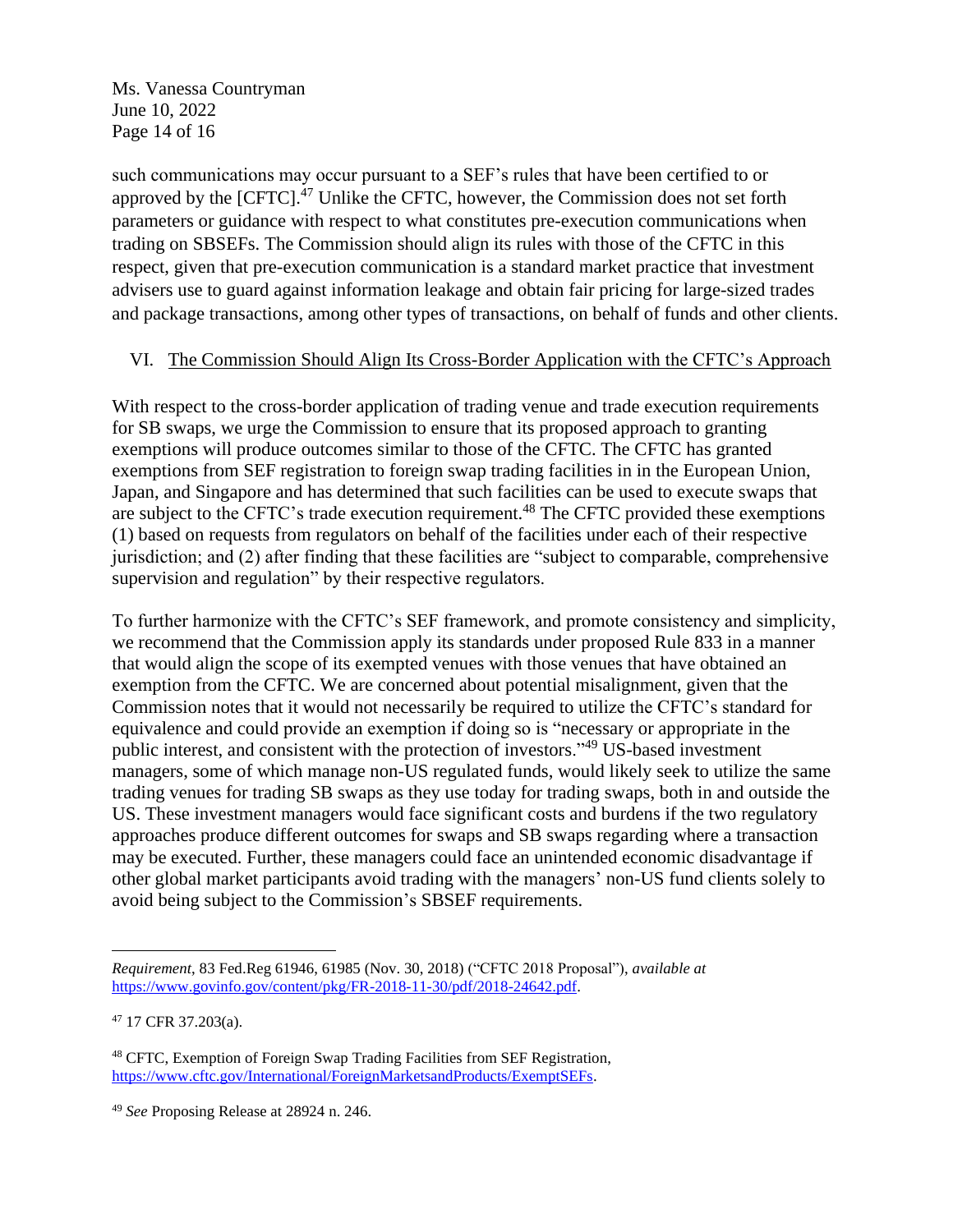such communications may occur pursuant to a SEF's rules that have been certified to or approved by the [CFTC].[47] Unlike the CFTC, however, the Commission does not set forth parameters or guidance with respect to what constitutes pre-execution communications when trading on SBSEFs. The Commission should align its rules with those of the CFTC in this respect, given that pre-execution communication is a standard market practice that investment advisers use to guard against information leakage and obtain fair pricing for large-sized trades and package transactions, among other types of transactions, on behalf of funds and other clients.

## VI. The Commission Should Align Its Cross-Border Application with the CFTC's Approach

With respect to the cross-border application of trading venue and trade execution requirements for SB swaps, we urge the Commission to ensure that its proposed approach to granting exemptions will produce outcomes similar to those of the CFTC. The CFTC has granted exemptions from SEF registration to foreign swap trading facilities in in the European Union, Japan, and Singapore and has determined that such facilities can be used to execute swaps that are subject to the CFTC's trade execution requirement.[48] The CFTC provided these exemptions (1) based on requests from regulators on behalf of the facilities under each of their respective jurisdiction; and (2) after finding that these facilities are "subject to comparable, comprehensive supervision and regulation" by their respective regulators.

To further harmonize with the CFTC's SEF framework, and promote consistency and simplicity, we recommend that the Commission apply its standards under proposed Rule 833 in a manner that would align the scope of its exempted venues with those venues that have obtained an exemption from the CFTC. We are concerned about potential misalignment, given that the Commission notes that it would not necessarily be required to utilize the CFTC's standard for equivalence and could provide an exemption if doing so is "necessary or appropriate in the public interest, and consistent with the protection of investors."[49] US-based investment managers, some of which manage non-US regulated funds, would likely seek to utilize the same trading venues for trading SB swaps as they use today for trading swaps, both in and outside the US. These investment managers would face significant costs and burdens if the two regulatory approaches produce different outcomes for swaps and SB swaps regarding where a transaction may be executed. Further, these managers could face an unintended economic disadvantage if other global market participants avoid trading with the managers' non-US fund clients solely to avoid being subject to the Commission's SBSEF requirements.

---

*Requirement*, 83 Fed.Reg 61946, 61985 (Nov. 30, 2018) ("CFTC 2018 Proposal"), *available at* https://www.govinfo.gov/content/pkg/FR-2018-11-30/pdf/2018-24642.pdf.

[47] 17 CFR 37.203(a).

[48] CFTC, Exemption of Foreign Swap Trading Facilities from SEF Registration, https://www.cftc.gov/International/ForeignMarketsandProducts/ExemptSEFs.

[49] *See* Proposing Release at 28924 n. 246.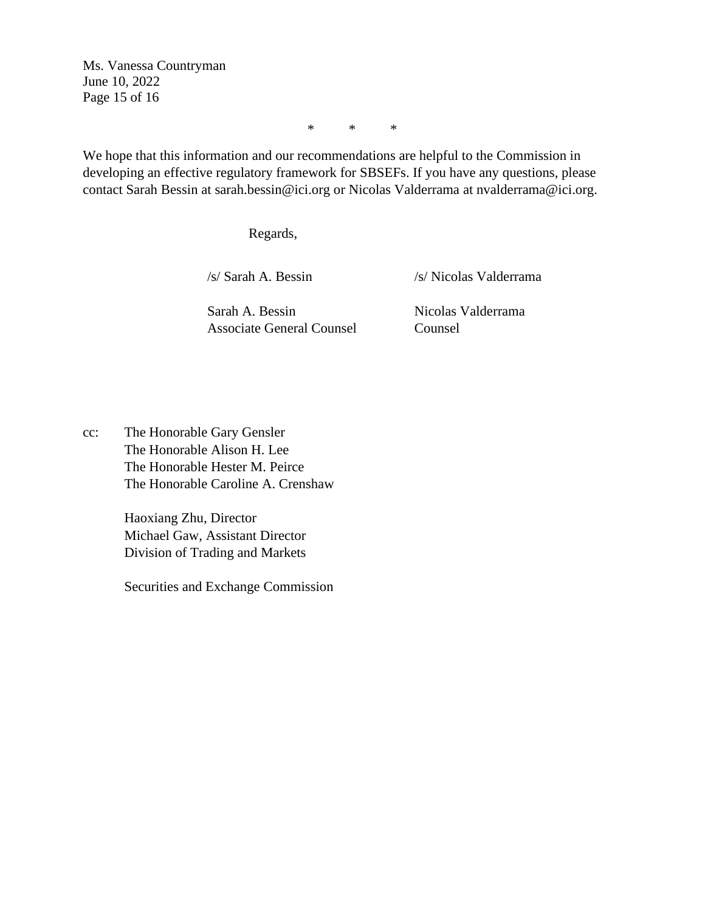\*        \*        \*

We hope that this information and our recommendations are helpful to the Commission in developing an effective regulatory framework for SBSEFs. If you have any questions, please contact Sarah Bessin at sarah.bessin@ici.org or Nicolas Valderrama at nvalderrama@ici.org.

Regards,

/s/ Sarah A. Bessin

Sarah A. Bessin
Associate General Counsel

/s/ Nicolas Valderrama

Nicolas Valderrama
Counsel

cc: The Honorable Gary Gensler
The Honorable Alison H. Lee
The Honorable Hester M. Peirce
The Honorable Caroline A. Crenshaw

Haoxiang Zhu, Director
Michael Gaw, Assistant Director
Division of Trading and Markets

Securities and Exchange Commission